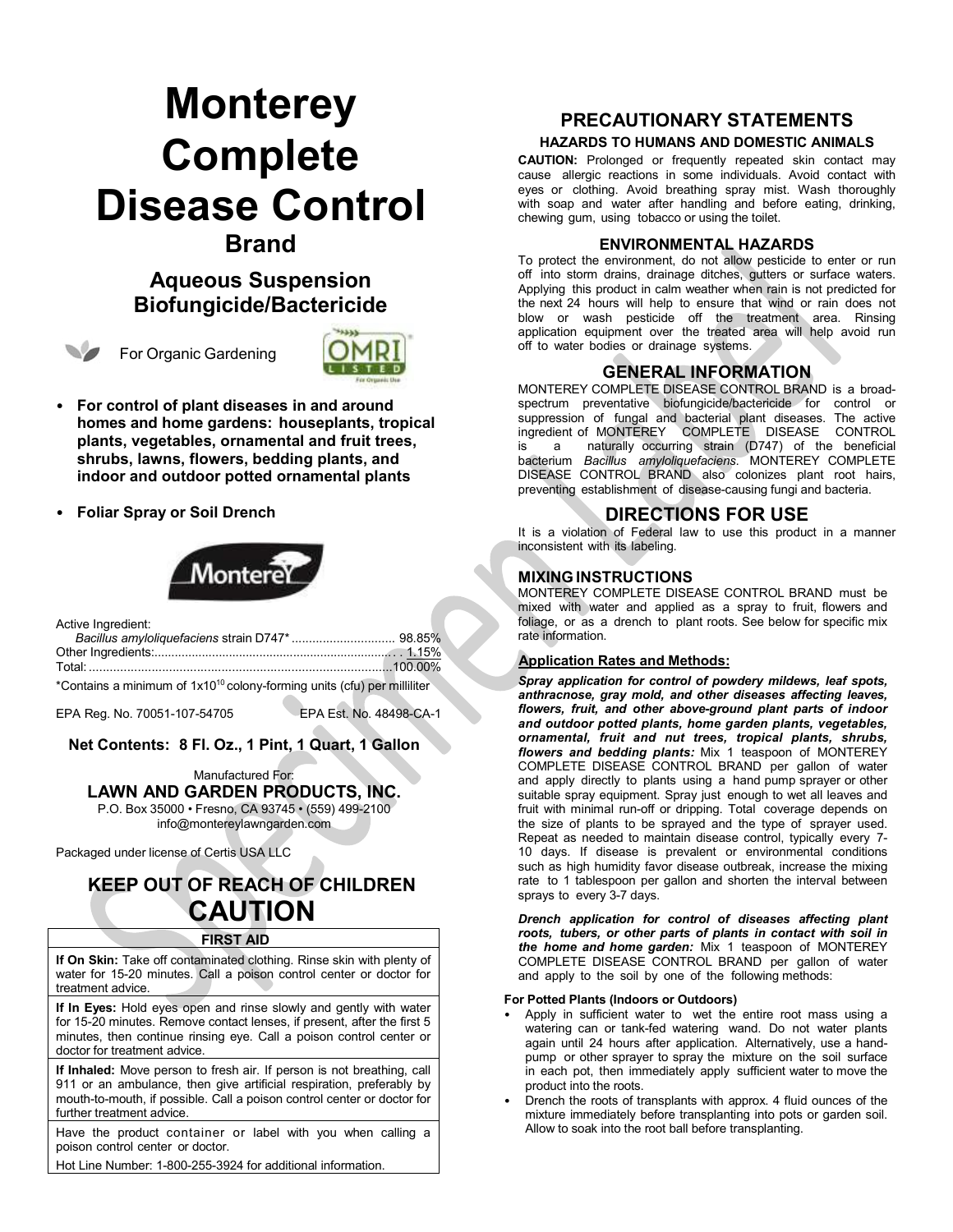# Monterey Complete Disease Control

## Brand

### Aqueous Suspension Biofungicide/Bactericide

For Organic Gardening

OMRI LISTED For Organic Use

- **For control of plant diseases in and around homes and home gardens: houseplants, tropical plants, vegetables, ornamental and fruit trees, shrubs, lawns, flowers, bedding plants, and indoor and outdoor potted ornamental plants**
- **Foliar Spray or Soil Drench**

Monterey

Active Ingredient:
*Bacillus amyloliquefaciens* strain D747* ............................. 98.85%
Other Ingredients:............................................................................ 1.15%
Total: ..........................................................................................100.00%

*Contains a minimum of $1x10^{10}$ colony-forming units (cfu) per milliliter

EPA Reg. No. 70051-107-54705 EPA Est. No. 48498-CA-1

**Net Contents: 8 Fl. Oz., 1 Pint, 1 Quart, 1 Gallon**

Manufactured For:
**LAWN AND GARDEN PRODUCTS, INC.**
P.O. Box 35000 • Fresno, CA 93745 • (559) 499-2100
info@montereylawngarden.com

Packaged under license of Certis USA LLC

## KEEP OUT OF REACH OF CHILDREN
## CAUTION

**FIRST AID**

**If On Skin:** Take off contaminated clothing. Rinse skin with plenty of water for 15-20 minutes. Call a poison control center or doctor for treatment advice.

**If In Eyes:** Hold eyes open and rinse slowly and gently with water for 15-20 minutes. Remove contact lenses, if present, after the first 5 minutes, then continue rinsing eye. Call a poison control center or doctor for treatment advice.

**If Inhaled:** Move person to fresh air. If person is not breathing, call 911 or an ambulance, then give artificial respiration, preferably by mouth-to-mouth, if possible. Call a poison control center or doctor for further treatment advice.

Have the product container or label with you when calling a poison control center or doctor.

Hot Line Number: 1-800-255-3924 for additional information.

## PRECAUTIONARY STATEMENTS

### HAZARDS TO HUMANS AND DOMESTIC ANIMALS

**CAUTION:** Prolonged or frequently repeated skin contact may cause allergic reactions in some individuals. Avoid contact with eyes or clothing. Avoid breathing spray mist. Wash thoroughly with soap and water after handling and before eating, drinking, chewing gum, using tobacco or using the toilet.

### ENVIRONMENTAL HAZARDS

To protect the environment, do not allow pesticide to enter or run off into storm drains, drainage ditches, gutters or surface waters. Applying this product in calm weather when rain is not predicted for the next 24 hours will help to ensure that wind or rain does not blow or wash pesticide off the treatment area. Rinsing application equipment over the treated area will help avoid run off to water bodies or drainage systems.

## GENERAL INFORMATION

MONTEREY COMPLETE DISEASE CONTROL BRAND is a broad-spectrum preventative biofungicide/bactericide for control or suppression of fungal and bacterial plant diseases. The active ingredient of MONTEREY COMPLETE DISEASE CONTROL is a naturally occurring strain (D747) of the beneficial bacterium *Bacillus amyloliquefaciens*. MONTEREY COMPLETE DISEASE CONTROL BRAND also colonizes plant root hairs, preventing establishment of disease-causing fungi and bacteria.

## DIRECTIONS FOR USE

It is a violation of Federal law to use this product in a manner inconsistent with its labeling.

### MIXING INSTRUCTIONS

MONTEREY COMPLETE DISEASE CONTROL BRAND must be mixed with water and applied as a spray to fruit, flowers and foliage, or as a drench to plant roots. See below for specific mix rate information.

**Application Rates and Methods:**

***Spray application for control of powdery mildews, leaf spots, anthracnose, gray mold, and other diseases affecting leaves, flowers, fruit, and other above-ground plant parts of indoor and outdoor potted plants, home garden plants, vegetables, ornamental, fruit and nut trees, tropical plants, shrubs, flowers and bedding plants:*** Mix 1 teaspoon of MONTEREY COMPLETE DISEASE CONTROL BRAND per gallon of water and apply directly to plants using a hand pump sprayer or other suitable spray equipment. Spray just enough to wet all leaves and fruit with minimal run-off or dripping. Total coverage depends on the size of plants to be sprayed and the type of sprayer used. Repeat as needed to maintain disease control, typically every 7-10 days. If disease is prevalent or environmental conditions such as high humidity favor disease outbreak, increase the mixing rate to 1 tablespoon per gallon and shorten the interval between sprays to every 3-7 days.

***Drench application for control of diseases affecting plant roots, tubers, or other parts of plants in contact with soil in the home and home garden:*** Mix 1 teaspoon of MONTEREY COMPLETE DISEASE CONTROL BRAND per gallon of water and apply to the soil by one of the following methods:

**For Potted Plants (Indoors or Outdoors)**

- Apply in sufficient water to wet the entire root mass using a watering can or tank-fed watering wand. Do not water plants again until 24 hours after application. Alternatively, use a hand-pump or other sprayer to spray the mixture on the soil surface in each pot, then immediately apply sufficient water to move the product into the roots.
- Drench the roots of transplants with approx. 4 fluid ounces of the mixture immediately before transplanting into pots or garden soil. Allow to soak into the root ball before transplanting.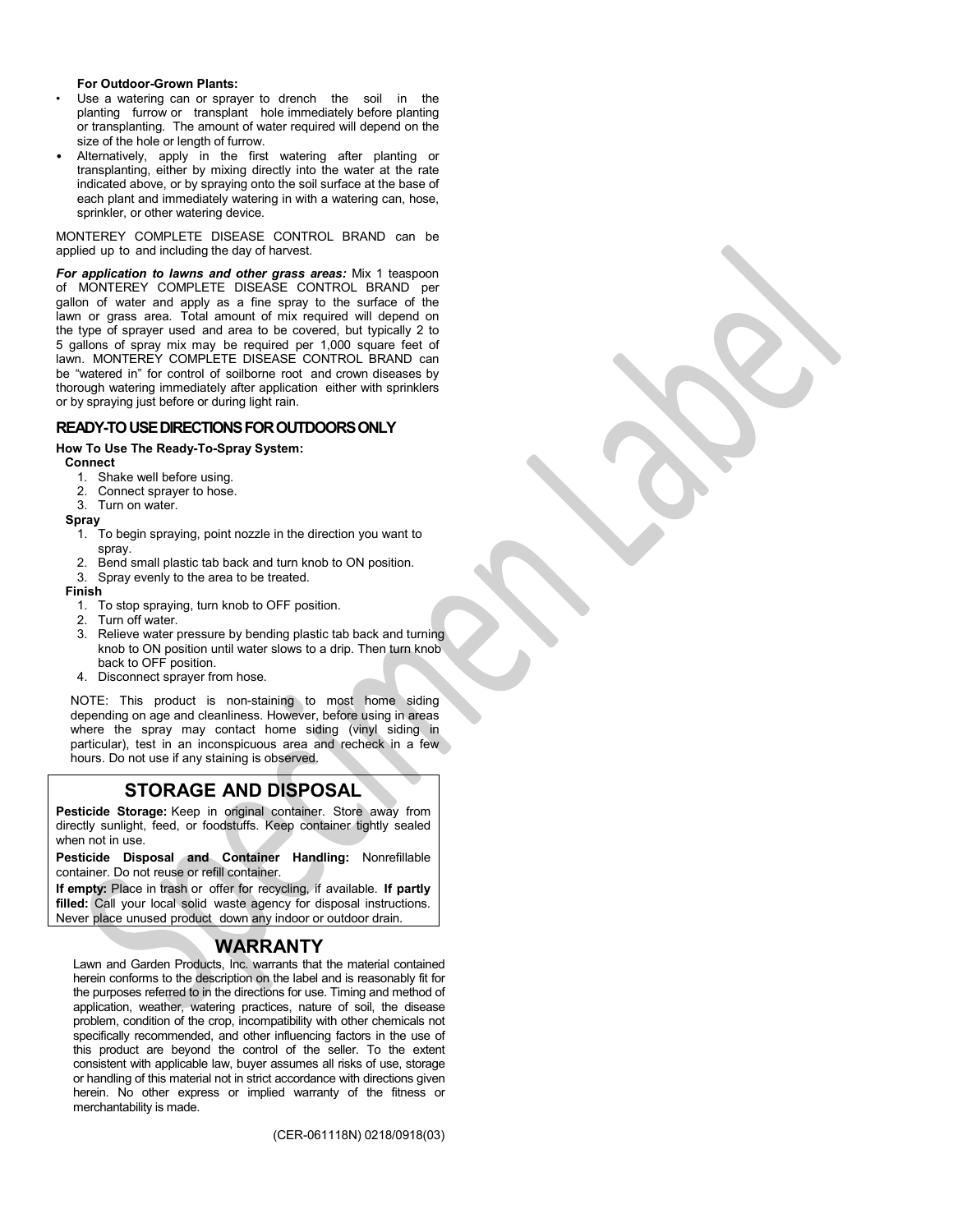**For Outdoor-Grown Plants:**

- Use a watering can or sprayer to drench the soil in the planting furrow or transplant hole immediately before planting or transplanting. The amount of water required will depend on the size of the hole or length of furrow.
- Alternatively, apply in the first watering after planting or transplanting, either by mixing directly into the water at the rate indicated above, or by spraying onto the soil surface at the base of each plant and immediately watering in with a watering can, hose, sprinkler, or other watering device.

MONTEREY COMPLETE DISEASE CONTROL BRAND can be applied up to and including the day of harvest.

***For application to lawns and other grass areas:*** Mix 1 teaspoon of MONTEREY COMPLETE DISEASE CONTROL BRAND per gallon of water and apply as a fine spray to the surface of the lawn or grass area. Total amount of mix required will depend on the type of sprayer used and area to be covered, but typically 2 to 5 gallons of spray mix may be required per 1,000 square feet of lawn. MONTEREY COMPLETE DISEASE CONTROL BRAND can be "watered in" for control of soilborne root and crown diseases by thorough watering immediately after application either with sprinklers or by spraying just before or during light rain.

## READY-TO USE DIRECTIONS FOR OUTDOORS ONLY

**How To Use The Ready-To-Spray System:**

**Connect**

1. Shake well before using.
2. Connect sprayer to hose.
3. Turn on water.

**Spray**

1. To begin spraying, point nozzle in the direction you want to spray.
2. Bend small plastic tab back and turn knob to ON position.
3. Spray evenly to the area to be treated.

**Finish**

1. To stop spraying, turn knob to OFF position.
2. Turn off water.
3. Relieve water pressure by bending plastic tab back and turning knob to ON position until water slows to a drip. Then turn knob back to OFF position.
4. Disconnect sprayer from hose.

NOTE: This product is non-staining to most home siding depending on age and cleanliness. However, before using in areas where the spray may contact home siding (vinyl siding in particular), test in an inconspicuous area and recheck in a few hours. Do not use if any staining is observed.

## STORAGE AND DISPOSAL

**Pesticide Storage:** Keep in original container. Store away from directly sunlight, feed, or foodstuffs. Keep container tightly sealed when not in use.

**Pesticide Disposal and Container Handling:** Nonrefillable container. Do not reuse or refill container.

**If empty:** Place in trash or offer for recycling, if available. **If partly filled:** Call your local solid waste agency for disposal instructions. Never place unused product down any indoor or outdoor drain.

## WARRANTY

Lawn and Garden Products, Inc. warrants that the material contained herein conforms to the description on the label and is reasonably fit for the purposes referred to in the directions for use. Timing and method of application, weather, watering practices, nature of soil, the disease problem, condition of the crop, incompatibility with other chemicals not specifically recommended, and other influencing factors in the use of this product are beyond the control of the seller. To the extent consistent with applicable law, buyer assumes all risks of use, storage or handling of this material not in strict accordance with directions given herein. No other express or implied warranty of the fitness or merchantability is made.

(CER-061118N) 0218/0918(03)